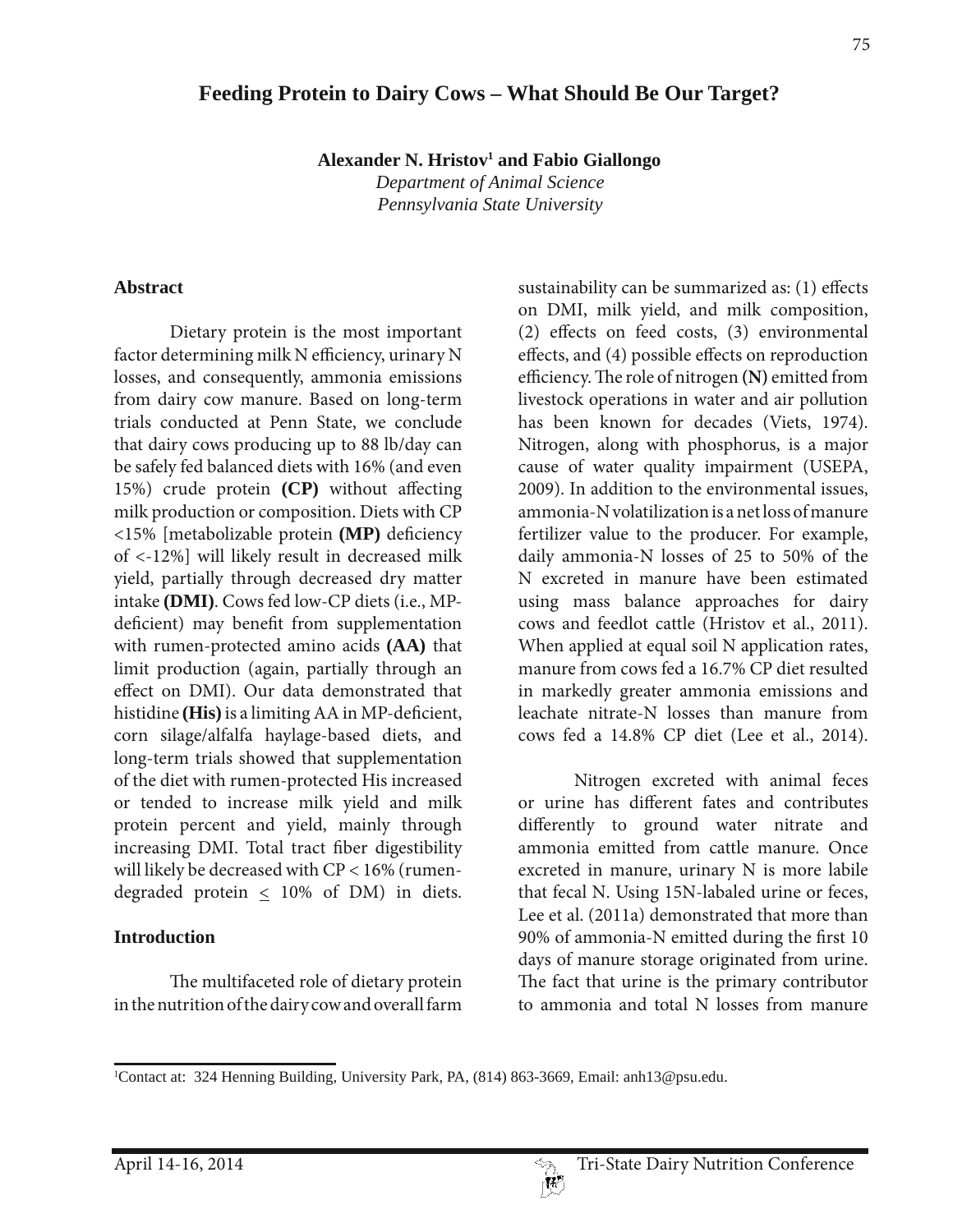# Feeding Protein to Dairy Cows – What Should Be Our Target?

**Alexander N. Hristov[1] and Fabio Giallongo**

*Department of Animal Science*
*Pennsylvania State University*

## Abstract

Dietary protein is the most important factor determining milk N efficiency, urinary N losses, and consequently, ammonia emissions from dairy cow manure. Based on long-term trials conducted at Penn State, we conclude that dairy cows producing up to 88 lb/day can be safely fed balanced diets with 16% (and even 15%) crude protein **(CP)** without affecting milk production or composition. Diets with CP <15% [metabolizable protein **(MP)** deficiency of <-12%] will likely result in decreased milk yield, partially through decreased dry matter intake **(DMI)**. Cows fed low-CP diets (i.e., MP-deficient) may benefit from supplementation with rumen-protected amino acids **(AA)** that limit production (again, partially through an effect on DMI). Our data demonstrated that histidine **(His)** is a limiting AA in MP-deficient, corn silage/alfalfa haylage-based diets, and long-term trials showed that supplementation of the diet with rumen-protected His increased or tended to increase milk yield and milk protein percent and yield, mainly through increasing DMI. Total tract fiber digestibility will likely be decreased with CP < 16% (rumen-degraded protein $\leq$ 10% of DM) in diets.

## Introduction

The multifaceted role of dietary protein in the nutrition of the dairy cow and overall farm sustainability can be summarized as: (1) effects on DMI, milk yield, and milk composition, (2) effects on feed costs, (3) environmental effects, and (4) possible effects on reproduction efficiency. The role of nitrogen **(N)** emitted from livestock operations in water and air pollution has been known for decades (Viets, 1974). Nitrogen, along with phosphorus, is a major cause of water quality impairment (USEPA, 2009). In addition to the environmental issues, ammonia-N volatilization is a net loss of manure fertilizer value to the producer. For example, daily ammonia-N losses of 25 to 50% of the N excreted in manure have been estimated using mass balance approaches for dairy cows and feedlot cattle (Hristov et al., 2011). When applied at equal soil N application rates, manure from cows fed a 16.7% CP diet resulted in markedly greater ammonia emissions and leachate nitrate-N losses than manure from cows fed a 14.8% CP diet (Lee et al., 2014).

Nitrogen excreted with animal feces or urine has different fates and contributes differently to ground water nitrate and ammonia emitted from cattle manure. Once excreted in manure, urinary N is more labile that fecal N. Using 15N-labaled urine or feces, Lee et al. (2011a) demonstrated that more than 90% of ammonia-N emitted during the first 10 days of manure storage originated from urine. The fact that urine is the primary contributor to ammonia and total N losses from manure

[1]Contact at: 324 Henning Building, University Park, PA, (814) 863-3669, Email: anh13@psu.edu.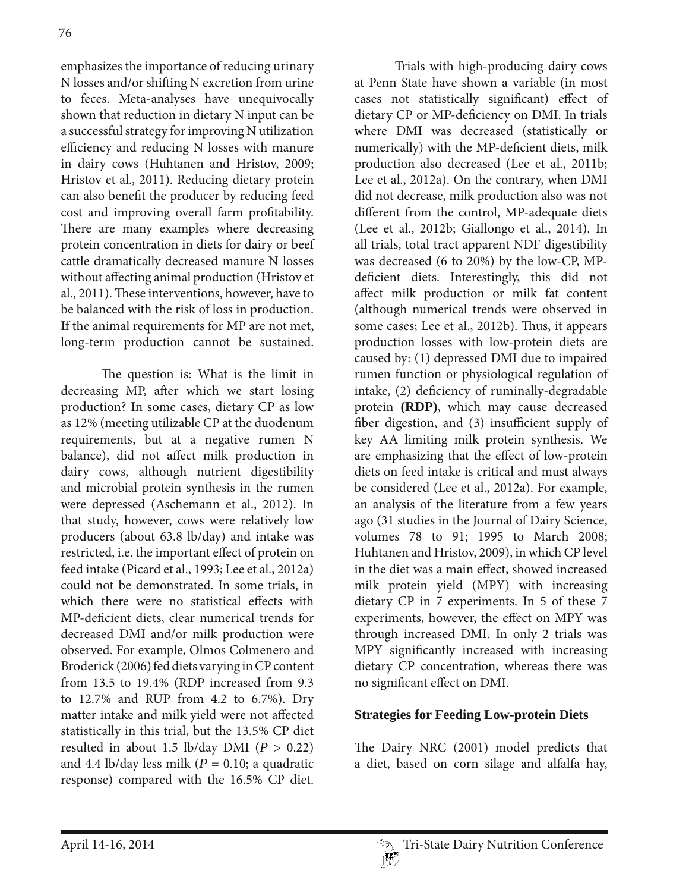emphasizes the importance of reducing urinary N losses and/or shifting N excretion from urine to feces. Meta-analyses have unequivocally shown that reduction in dietary N input can be a successful strategy for improving N utilization efficiency and reducing N losses with manure in dairy cows (Huhtanen and Hristov, 2009; Hristov et al., 2011). Reducing dietary protein can also benefit the producer by reducing feed cost and improving overall farm profitability. There are many examples where decreasing protein concentration in diets for dairy or beef cattle dramatically decreased manure N losses without affecting animal production (Hristov et al., 2011). These interventions, however, have to be balanced with the risk of loss in production. If the animal requirements for MP are not met, long-term production cannot be sustained.

The question is: What is the limit in decreasing MP, after which we start losing production? In some cases, dietary CP as low as 12% (meeting utilizable CP at the duodenum requirements, but at a negative rumen N balance), did not affect milk production in dairy cows, although nutrient digestibility and microbial protein synthesis in the rumen were depressed (Aschemann et al., 2012). In that study, however, cows were relatively low producers (about 63.8 lb/day) and intake was restricted, i.e. the important effect of protein on feed intake (Picard et al., 1993; Lee et al., 2012a) could not be demonstrated. In some trials, in which there were no statistical effects with MP-deficient diets, clear numerical trends for decreased DMI and/or milk production were observed. For example, Olmos Colmenero and Broderick (2006) fed diets varying in CP content from 13.5 to 19.4% (RDP increased from 9.3 to 12.7% and RUP from 4.2 to 6.7%). Dry matter intake and milk yield were not affected statistically in this trial, but the 13.5% CP diet resulted in about 1.5 lb/day DMI ($P > 0.22$) and 4.4 lb/day less milk ($P = 0.10$; a quadratic response) compared with the 16.5% CP diet.

Trials with high-producing dairy cows at Penn State have shown a variable (in most cases not statistically significant) effect of dietary CP or MP-deficiency on DMI. In trials where DMI was decreased (statistically or numerically) with the MP-deficient diets, milk production also decreased (Lee et al., 2011b; Lee et al., 2012a). On the contrary, when DMI did not decrease, milk production also was not different from the control, MP-adequate diets (Lee et al., 2012b; Giallongo et al., 2014). In all trials, total tract apparent NDF digestibility was decreased (6 to 20%) by the low-CP, MP-deficient diets. Interestingly, this did not affect milk production or milk fat content (although numerical trends were observed in some cases; Lee et al., 2012b). Thus, it appears production losses with low-protein diets are caused by: (1) depressed DMI due to impaired rumen function or physiological regulation of intake, (2) deficiency of ruminally-degradable protein **(RDP)**, which may cause decreased fiber digestion, and (3) insufficient supply of key AA limiting milk protein synthesis. We are emphasizing that the effect of low-protein diets on feed intake is critical and must always be considered (Lee et al., 2012a). For example, an analysis of the literature from a few years ago (31 studies in the Journal of Dairy Science, volumes 78 to 91; 1995 to March 2008; Huhtanen and Hristov, 2009), in which CP level in the diet was a main effect, showed increased milk protein yield (MPY) with increasing dietary CP in 7 experiments. In 5 of these 7 experiments, however, the effect on MPY was through increased DMI. In only 2 trials was MPY significantly increased with increasing dietary CP concentration, whereas there was no significant effect on DMI.

## Strategies for Feeding Low-protein Diets

The Dairy NRC (2001) model predicts that a diet, based on corn silage and alfalfa hay,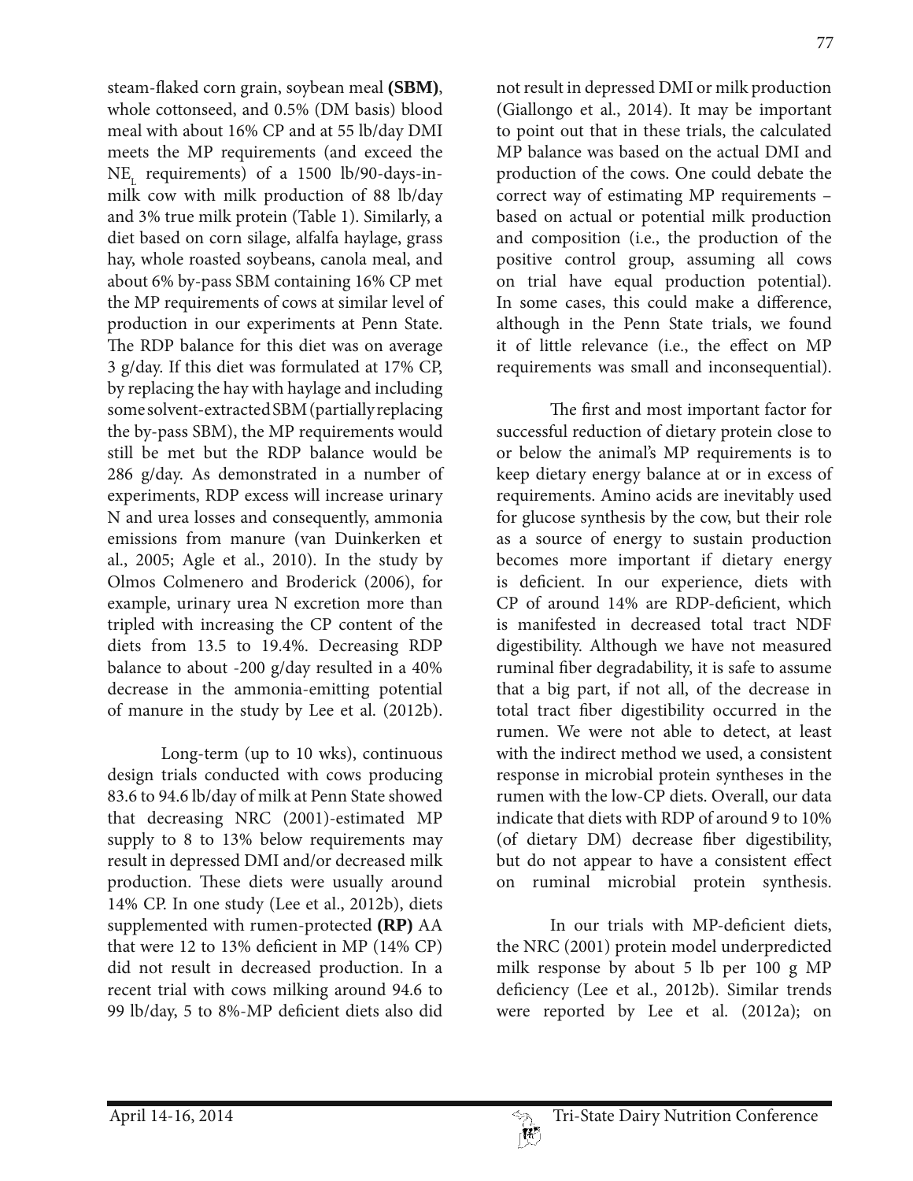steam-flaked corn grain, soybean meal **(SBM)**, whole cottonseed, and 0.5% (DM basis) blood meal with about 16% CP and at 55 lb/day DMI meets the MP requirements (and exceed the $NE_L$ requirements) of a 1500 lb/90-days-in-milk cow with milk production of 88 lb/day and 3% true milk protein (Table 1). Similarly, a diet based on corn silage, alfalfa haylage, grass hay, whole roasted soybeans, canola meal, and about 6% by-pass SBM containing 16% CP met the MP requirements of cows at similar level of production in our experiments at Penn State. The RDP balance for this diet was on average 3 g/day. If this diet was formulated at 17% CP, by replacing the hay with haylage and including some solvent-extracted SBM (partially replacing the by-pass SBM), the MP requirements would still be met but the RDP balance would be 286 g/day. As demonstrated in a number of experiments, RDP excess will increase urinary N and urea losses and consequently, ammonia emissions from manure (van Duinkerken et al., 2005; Agle et al., 2010). In the study by Olmos Colmenero and Broderick (2006), for example, urinary urea N excretion more than tripled with increasing the CP content of the diets from 13.5 to 19.4%. Decreasing RDP balance to about -200 g/day resulted in a 40% decrease in the ammonia-emitting potential of manure in the study by Lee et al. (2012b).

Long-term (up to 10 wks), continuous design trials conducted with cows producing 83.6 to 94.6 lb/day of milk at Penn State showed that decreasing NRC (2001)-estimated MP supply to 8 to 13% below requirements may result in depressed DMI and/or decreased milk production. These diets were usually around 14% CP. In one study (Lee et al., 2012b), diets supplemented with rumen-protected **(RP)** AA that were 12 to 13% deficient in MP (14% CP) did not result in decreased production. In a recent trial with cows milking around 94.6 to 99 lb/day, 5 to 8%-MP deficient diets also did not result in depressed DMI or milk production (Giallongo et al., 2014). It may be important to point out that in these trials, the calculated MP balance was based on the actual DMI and production of the cows. One could debate the correct way of estimating MP requirements – based on actual or potential milk production and composition (i.e., the production of the positive control group, assuming all cows on trial have equal production potential). In some cases, this could make a difference, although in the Penn State trials, we found it of little relevance (i.e., the effect on MP requirements was small and inconsequential).

The first and most important factor for successful reduction of dietary protein close to or below the animal's MP requirements is to keep dietary energy balance at or in excess of requirements. Amino acids are inevitably used for glucose synthesis by the cow, but their role as a source of energy to sustain production becomes more important if dietary energy is deficient. In our experience, diets with CP of around 14% are RDP-deficient, which is manifested in decreased total tract NDF digestibility. Although we have not measured ruminal fiber degradability, it is safe to assume that a big part, if not all, of the decrease in total tract fiber digestibility occurred in the rumen. We were not able to detect, at least with the indirect method we used, a consistent response in microbial protein syntheses in the rumen with the low-CP diets. Overall, our data indicate that diets with RDP of around 9 to 10% (of dietary DM) decrease fiber digestibility, but do not appear to have a consistent effect on ruminal microbial protein synthesis.

In our trials with MP-deficient diets, the NRC (2001) protein model underpredicted milk response by about 5 lb per 100 g MP deficiency (Lee et al., 2012b). Similar trends were reported by Lee et al. (2012a); on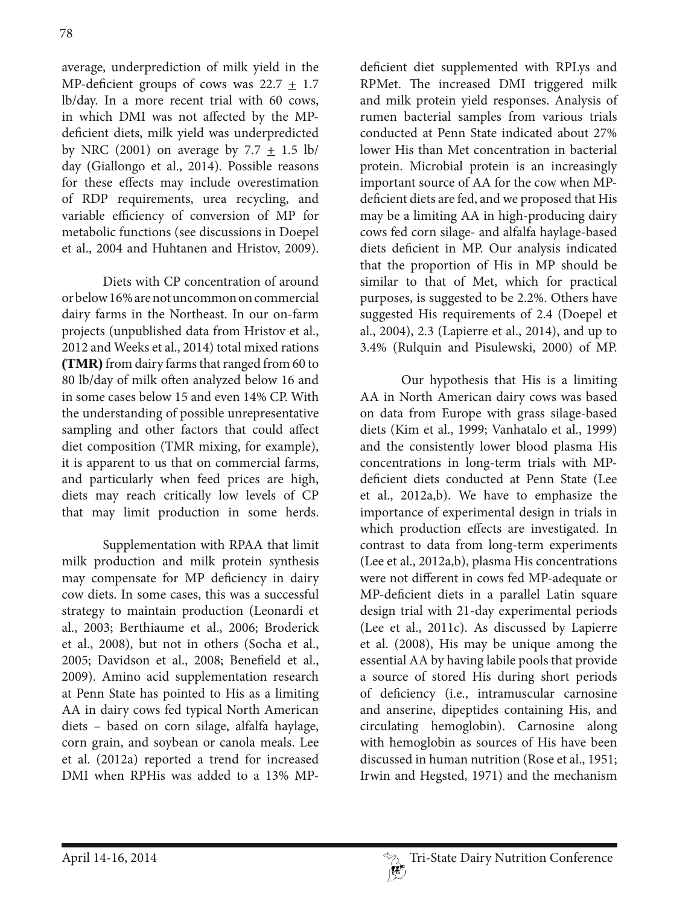average, underprediction of milk yield in the MP-deficient groups of cows was 22.7 $\pm$ 1.7 lb/day. In a more recent trial with 60 cows, in which DMI was not affected by the MP-deficient diets, milk yield was underpredicted by NRC (2001) on average by 7.7 $\pm$ 1.5 lb/day (Giallongo et al., 2014). Possible reasons for these effects may include overestimation of RDP requirements, urea recycling, and variable efficiency of conversion of MP for metabolic functions (see discussions in Doepel et al., 2004 and Huhtanen and Hristov, 2009).

Diets with CP concentration of around or below 16% are not uncommon on commercial dairy farms in the Northeast. In our on-farm projects (unpublished data from Hristov et al., 2012 and Weeks et al., 2014) total mixed rations **(TMR)** from dairy farms that ranged from 60 to 80 lb/day of milk often analyzed below 16 and in some cases below 15 and even 14% CP. With the understanding of possible unrepresentative sampling and other factors that could affect diet composition (TMR mixing, for example), it is apparent to us that on commercial farms, and particularly when feed prices are high, diets may reach critically low levels of CP that may limit production in some herds.

Supplementation with RPAA that limit milk production and milk protein synthesis may compensate for MP deficiency in dairy cow diets. In some cases, this was a successful strategy to maintain production (Leonardi et al., 2003; Berthiaume et al., 2006; Broderick et al., 2008), but not in others (Socha et al., 2005; Davidson et al., 2008; Benefield et al., 2009). Amino acid supplementation research at Penn State has pointed to His as a limiting AA in dairy cows fed typical North American diets – based on corn silage, alfalfa haylage, corn grain, and soybean or canola meals. Lee et al. (2012a) reported a trend for increased DMI when RPHis was added to a 13% MP-deficient diet supplemented with RPLys and RPMet. The increased DMI triggered milk and milk protein yield responses. Analysis of rumen bacterial samples from various trials conducted at Penn State indicated about 27% lower His than Met concentration in bacterial protein. Microbial protein is an increasingly important source of AA for the cow when MP-deficient diets are fed, and we proposed that His may be a limiting AA in high-producing dairy cows fed corn silage- and alfalfa haylage-based diets deficient in MP. Our analysis indicated that the proportion of His in MP should be similar to that of Met, which for practical purposes, is suggested to be 2.2%. Others have suggested His requirements of 2.4 (Doepel et al., 2004), 2.3 (Lapierre et al., 2014), and up to 3.4% (Rulquin and Pisulewski, 2000) of MP.

Our hypothesis that His is a limiting AA in North American dairy cows was based on data from Europe with grass silage-based diets (Kim et al., 1999; Vanhatalo et al., 1999) and the consistently lower blood plasma His concentrations in long-term trials with MP-deficient diets conducted at Penn State (Lee et al., 2012a,b). We have to emphasize the importance of experimental design in trials in which production effects are investigated. In contrast to data from long-term experiments (Lee et al., 2012a,b), plasma His concentrations were not different in cows fed MP-adequate or MP-deficient diets in a parallel Latin square design trial with 21-day experimental periods (Lee et al., 2011c). As discussed by Lapierre et al. (2008), His may be unique among the essential AA by having labile pools that provide a source of stored His during short periods of deficiency (i.e., intramuscular carnosine and anserine, dipeptides containing His, and circulating hemoglobin). Carnosine along with hemoglobin as sources of His have been discussed in human nutrition (Rose et al., 1951; Irwin and Hegsted, 1971) and the mechanism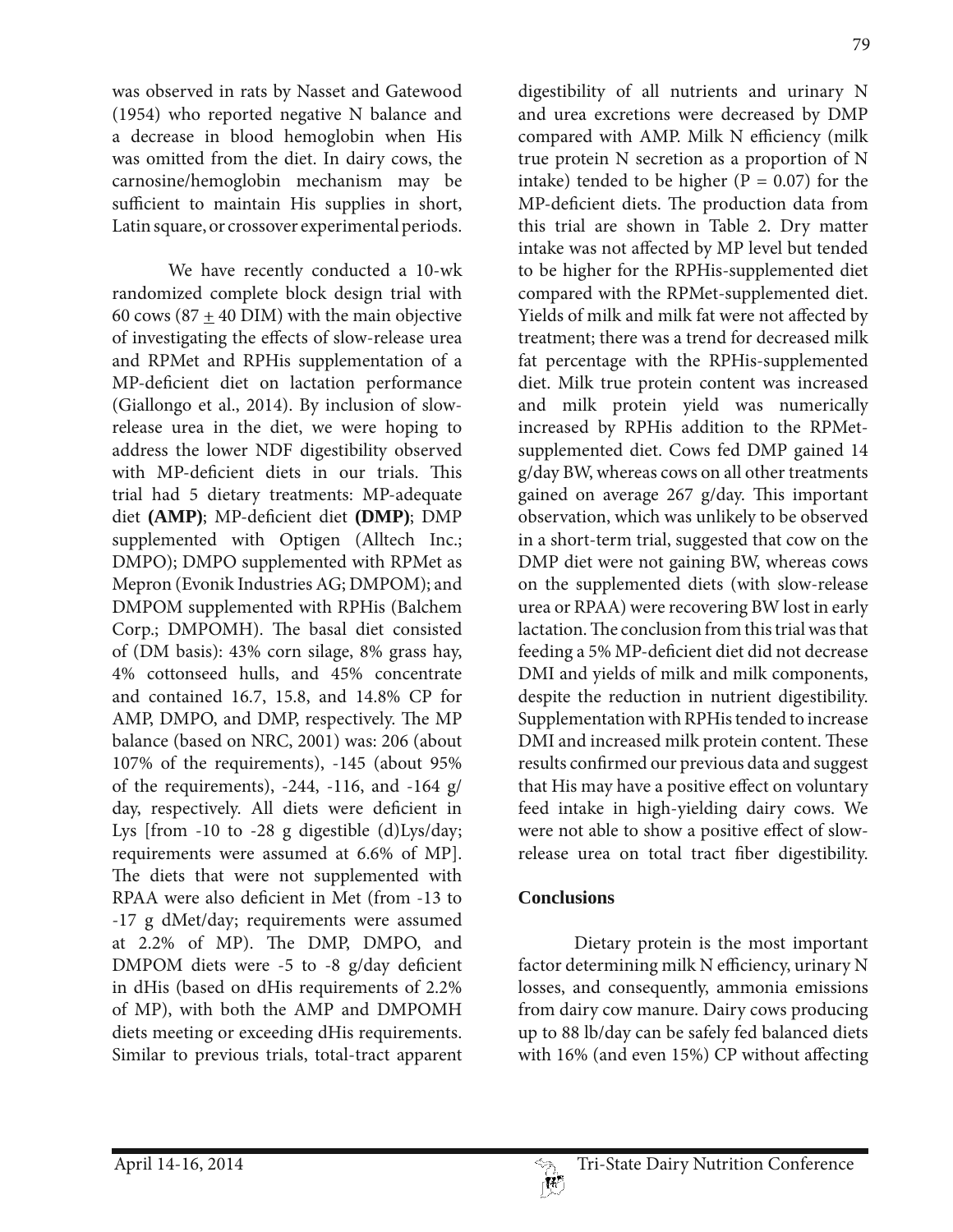was observed in rats by Nasset and Gatewood (1954) who reported negative N balance and a decrease in blood hemoglobin when His was omitted from the diet. In dairy cows, the carnosine/hemoglobin mechanism may be sufficient to maintain His supplies in short, Latin square, or crossover experimental periods.

We have recently conducted a 10-wk randomized complete block design trial with 60 cows (87 $\pm$ 40 DIM) with the main objective of investigating the effects of slow-release urea and RPMet and RPHis supplementation of a MP-deficient diet on lactation performance (Giallongo et al., 2014). By inclusion of slow-release urea in the diet, we were hoping to address the lower NDF digestibility observed with MP-deficient diets in our trials. This trial had 5 dietary treatments: MP-adequate diet **(AMP)**; MP-deficient diet **(DMP)**; DMP supplemented with Optigen (Alltech Inc.; DMPO); DMPO supplemented with RPMet as Mepron (Evonik Industries AG; DMPOM); and DMPOM supplemented with RPHis (Balchem Corp.; DMPOMH). The basal diet consisted of (DM basis): 43% corn silage, 8% grass hay, 4% cottonseed hulls, and 45% concentrate and contained 16.7, 15.8, and 14.8% CP for AMP, DMPO, and DMP, respectively. The MP balance (based on NRC, 2001) was: 206 (about 107% of the requirements), -145 (about 95% of the requirements), -244, -116, and -164 g/day, respectively. All diets were deficient in Lys [from -10 to -28 g digestible (d)Lys/day; requirements were assumed at 6.6% of MP]. The diets that were not supplemented with RPAA were also deficient in Met (from -13 to -17 g dMet/day; requirements were assumed at 2.2% of MP). The DMP, DMPO, and DMPOM diets were -5 to -8 g/day deficient in dHis (based on dHis requirements of 2.2% of MP), with both the AMP and DMPOMH diets meeting or exceeding dHis requirements. Similar to previous trials, total-tract apparent digestibility of all nutrients and urinary N and urea excretions were decreased by DMP compared with AMP. Milk N efficiency (milk true protein N secretion as a proportion of N intake) tended to be higher ($P = 0.07$) for the MP-deficient diets. The production data from this trial are shown in Table 2. Dry matter intake was not affected by MP level but tended to be higher for the RPHis-supplemented diet compared with the RPMet-supplemented diet. Yields of milk and milk fat were not affected by treatment; there was a trend for decreased milk fat percentage with the RPHis-supplemented diet. Milk true protein content was increased and milk protein yield was numerically increased by RPHis addition to the RPMet-supplemented diet. Cows fed DMP gained 14 g/day BW, whereas cows on all other treatments gained on average 267 g/day. This important observation, which was unlikely to be observed in a short-term trial, suggested that cow on the DMP diet were not gaining BW, whereas cows on the supplemented diets (with slow-release urea or RPAA) were recovering BW lost in early lactation. The conclusion from this trial was that feeding a 5% MP-deficient diet did not decrease DMI and yields of milk and milk components, despite the reduction in nutrient digestibility. Supplementation with RPHis tended to increase DMI and increased milk protein content. These results confirmed our previous data and suggest that His may have a positive effect on voluntary feed intake in high-yielding dairy cows. We were not able to show a positive effect of slow-release urea on total tract fiber digestibility.

## Conclusions

Dietary protein is the most important factor determining milk N efficiency, urinary N losses, and consequently, ammonia emissions from dairy cow manure. Dairy cows producing up to 88 lb/day can be safely fed balanced diets with 16% (and even 15%) CP without affecting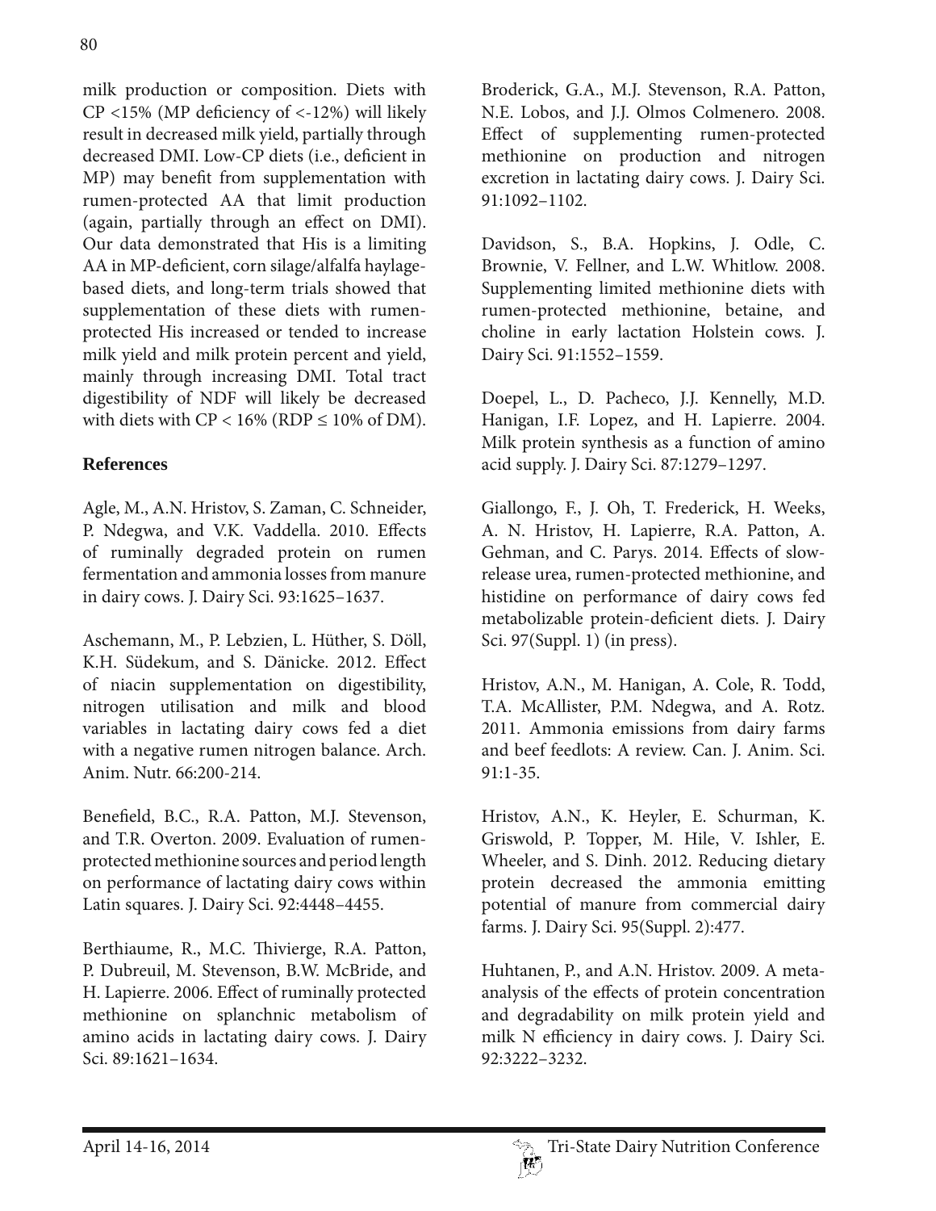milk production or composition. Diets with CP <15% (MP deficiency of <-12%) will likely result in decreased milk yield, partially through decreased DMI. Low-CP diets (i.e., deficient in MP) may benefit from supplementation with rumen-protected AA that limit production (again, partially through an effect on DMI). Our data demonstrated that His is a limiting AA in MP-deficient, corn silage/alfalfa haylage-based diets, and long-term trials showed that supplementation of these diets with rumen-protected His increased or tended to increase milk yield and milk protein percent and yield, mainly through increasing DMI. Total tract digestibility of NDF will likely be decreased with diets with CP < 16% (RDP ≤ 10% of DM).

## References

Agle, M., A.N. Hristov, S. Zaman, C. Schneider, P. Ndegwa, and V.K. Vaddella. 2010. Effects of ruminally degraded protein on rumen fermentation and ammonia losses from manure in dairy cows. J. Dairy Sci. 93:1625–1637.

Aschemann, M., P. Lebzien, L. Hüther, S. Döll, K.H. Südekum, and S. Dänicke. 2012. Effect of niacin supplementation on digestibility, nitrogen utilisation and milk and blood variables in lactating dairy cows fed a diet with a negative rumen nitrogen balance. Arch. Anim. Nutr. 66:200-214.

Benefield, B.C., R.A. Patton, M.J. Stevenson, and T.R. Overton. 2009. Evaluation of rumen-protected methionine sources and period length on performance of lactating dairy cows within Latin squares. J. Dairy Sci. 92:4448–4455.

Berthiaume, R., M.C. Thivierge, R.A. Patton, P. Dubreuil, M. Stevenson, B.W. McBride, and H. Lapierre. 2006. Effect of ruminally protected methionine on splanchnic metabolism of amino acids in lactating dairy cows. J. Dairy Sci. 89:1621–1634.

Broderick, G.A., M.J. Stevenson, R.A. Patton, N.E. Lobos, and J.J. Olmos Colmenero. 2008. Effect of supplementing rumen-protected methionine on production and nitrogen excretion in lactating dairy cows. J. Dairy Sci. 91:1092–1102.

Davidson, S., B.A. Hopkins, J. Odle, C. Brownie, V. Fellner, and L.W. Whitlow. 2008. Supplementing limited methionine diets with rumen-protected methionine, betaine, and choline in early lactation Holstein cows. J. Dairy Sci. 91:1552–1559.

Doepel, L., D. Pacheco, J.J. Kennelly, M.D. Hanigan, I.F. Lopez, and H. Lapierre. 2004. Milk protein synthesis as a function of amino acid supply. J. Dairy Sci. 87:1279–1297.

Giallongo, F., J. Oh, T. Frederick, H. Weeks, A. N. Hristov, H. Lapierre, R.A. Patton, A. Gehman, and C. Parys. 2014. Effects of slow-release urea, rumen-protected methionine, and histidine on performance of dairy cows fed metabolizable protein-deficient diets. J. Dairy Sci. 97(Suppl. 1) (in press).

Hristov, A.N., M. Hanigan, A. Cole, R. Todd, T.A. McAllister, P.M. Ndegwa, and A. Rotz. 2011. Ammonia emissions from dairy farms and beef feedlots: A review. Can. J. Anim. Sci. 91:1-35.

Hristov, A.N., K. Heyler, E. Schurman, K. Griswold, P. Topper, M. Hile, V. Ishler, E. Wheeler, and S. Dinh. 2012. Reducing dietary protein decreased the ammonia emitting potential of manure from commercial dairy farms. J. Dairy Sci. 95(Suppl. 2):477.

Huhtanen, P., and A.N. Hristov. 2009. A meta-analysis of the effects of protein concentration and degradability on milk protein yield and milk N efficiency in dairy cows. J. Dairy Sci. 92:3222–3232.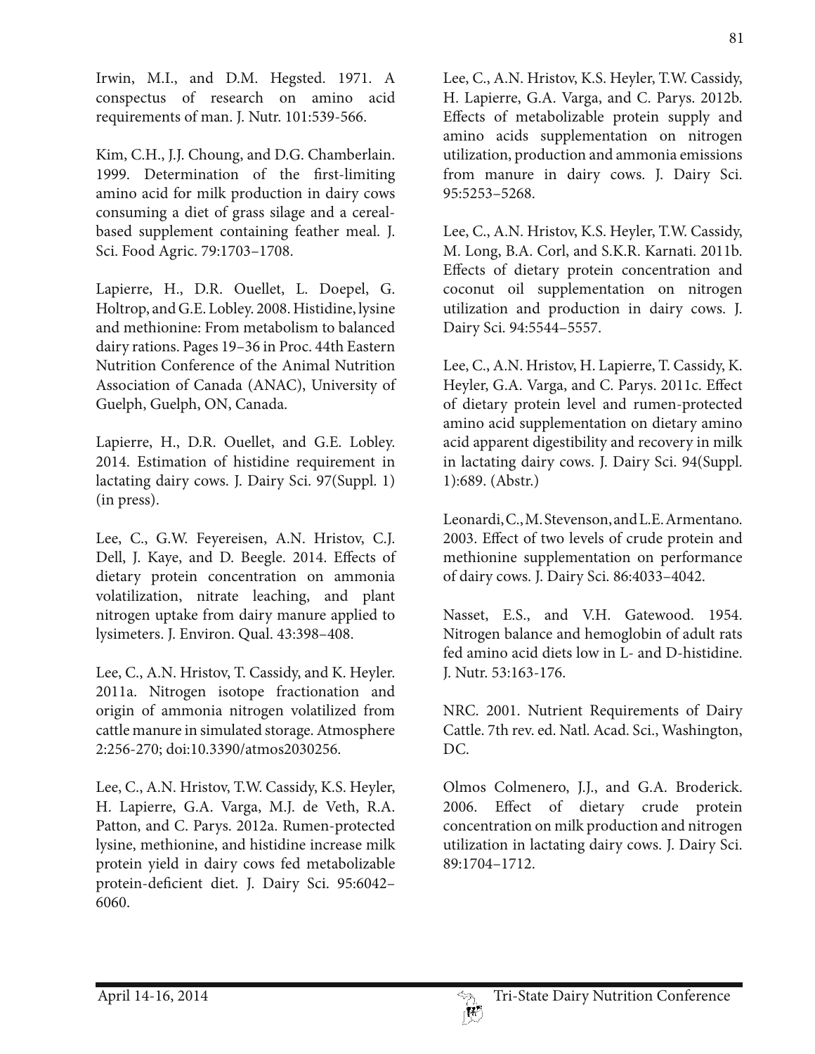Irwin, M.I., and D.M. Hegsted. 1971. A conspectus of research on amino acid requirements of man. J. Nutr. 101:539-566.

Kim, C.H., J.J. Choung, and D.G. Chamberlain. 1999. Determination of the first-limiting amino acid for milk production in dairy cows consuming a diet of grass silage and a cereal-based supplement containing feather meal. J. Sci. Food Agric. 79:1703–1708.

Lapierre, H., D.R. Ouellet, L. Doepel, G. Holtrop, and G.E. Lobley. 2008. Histidine, lysine and methionine: From metabolism to balanced dairy rations. Pages 19–36 in Proc. 44th Eastern Nutrition Conference of the Animal Nutrition Association of Canada (ANAC), University of Guelph, Guelph, ON, Canada.

Lapierre, H., D.R. Ouellet, and G.E. Lobley. 2014. Estimation of histidine requirement in lactating dairy cows. J. Dairy Sci. 97(Suppl. 1) (in press).

Lee, C., G.W. Feyereisen, A.N. Hristov, C.J. Dell, J. Kaye, and D. Beegle. 2014. Effects of dietary protein concentration on ammonia volatilization, nitrate leaching, and plant nitrogen uptake from dairy manure applied to lysimeters. J. Environ. Qual. 43:398–408.

Lee, C., A.N. Hristov, T. Cassidy, and K. Heyler. 2011a. Nitrogen isotope fractionation and origin of ammonia nitrogen volatilized from cattle manure in simulated storage. Atmosphere 2:256-270; doi:10.3390/atmos2030256.

Lee, C., A.N. Hristov, T.W. Cassidy, K.S. Heyler, H. Lapierre, G.A. Varga, M.J. de Veth, R.A. Patton, and C. Parys. 2012a. Rumen-protected lysine, methionine, and histidine increase milk protein yield in dairy cows fed metabolizable protein-deficient diet. J. Dairy Sci. 95:6042–6060.

Lee, C., A.N. Hristov, K.S. Heyler, T.W. Cassidy, H. Lapierre, G.A. Varga, and C. Parys. 2012b. Effects of metabolizable protein supply and amino acids supplementation on nitrogen utilization, production and ammonia emissions from manure in dairy cows. J. Dairy Sci. 95:5253–5268.

Lee, C., A.N. Hristov, K.S. Heyler, T.W. Cassidy, M. Long, B.A. Corl, and S.K.R. Karnati. 2011b. Effects of dietary protein concentration and coconut oil supplementation on nitrogen utilization and production in dairy cows. J. Dairy Sci. 94:5544–5557.

Lee, C., A.N. Hristov, H. Lapierre, T. Cassidy, K. Heyler, G.A. Varga, and C. Parys. 2011c. Effect of dietary protein level and rumen-protected amino acid supplementation on dietary amino acid apparent digestibility and recovery in milk in lactating dairy cows. J. Dairy Sci. 94(Suppl. 1):689. (Abstr.)

Leonardi, C., M. Stevenson, and L.E. Armentano. 2003. Effect of two levels of crude protein and methionine supplementation on performance of dairy cows. J. Dairy Sci. 86:4033–4042.

Nasset, E.S., and V.H. Gatewood. 1954. Nitrogen balance and hemoglobin of adult rats fed amino acid diets low in L- and D-histidine. J. Nutr. 53:163-176.

NRC. 2001. Nutrient Requirements of Dairy Cattle. 7th rev. ed. Natl. Acad. Sci., Washington, DC.

Olmos Colmenero, J.J., and G.A. Broderick. 2006. Effect of dietary crude protein concentration on milk production and nitrogen utilization in lactating dairy cows. J. Dairy Sci. 89:1704–1712.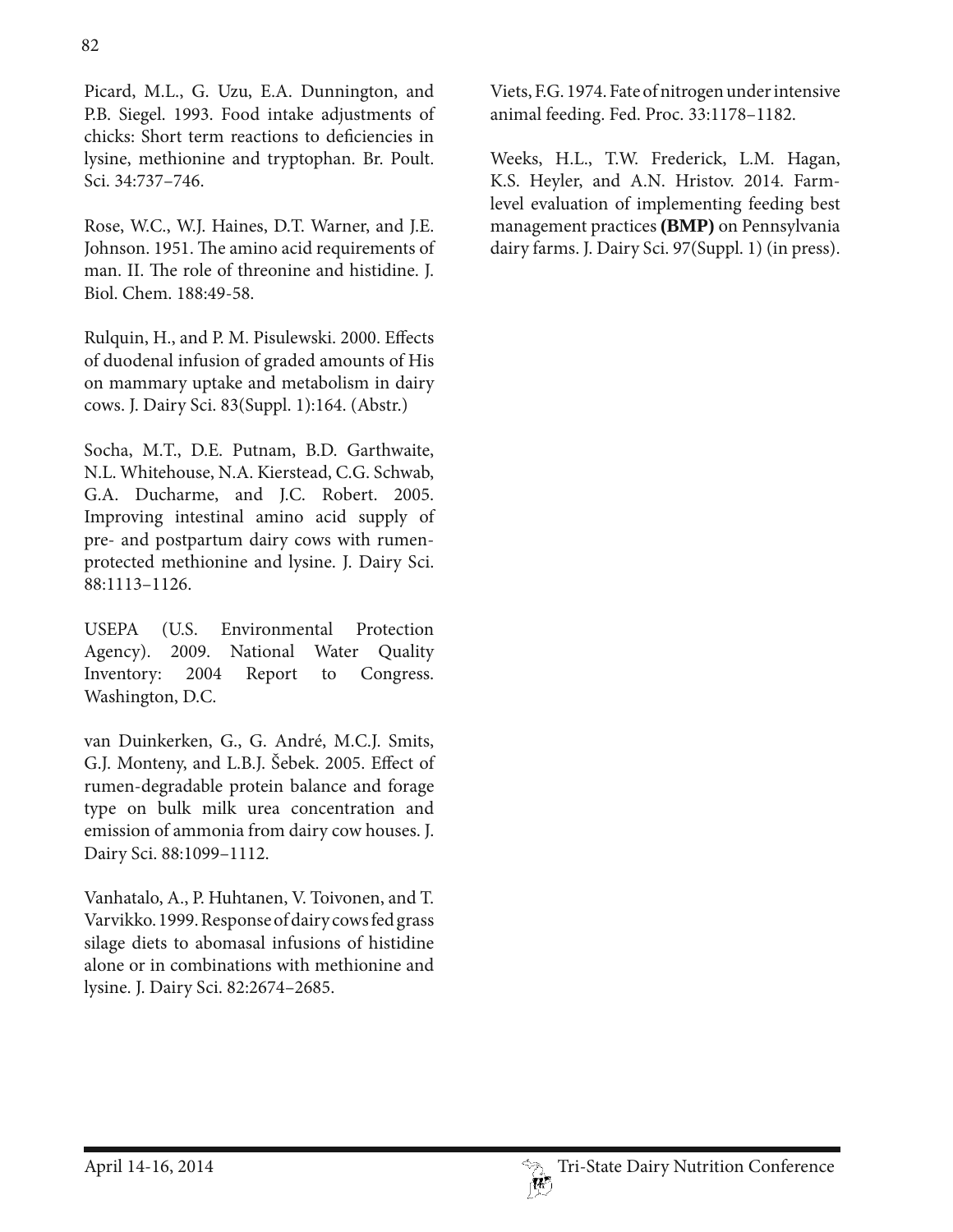Picard, M.L., G. Uzu, E.A. Dunnington, and P.B. Siegel. 1993. Food intake adjustments of chicks: Short term reactions to deficiencies in lysine, methionine and tryptophan. Br. Poult. Sci. 34:737–746.

Rose, W.C., W.J. Haines, D.T. Warner, and J.E. Johnson. 1951. The amino acid requirements of man. II. The role of threonine and histidine. J. Biol. Chem. 188:49-58.

Rulquin, H., and P. M. Pisulewski. 2000. Effects of duodenal infusion of graded amounts of His on mammary uptake and metabolism in dairy cows. J. Dairy Sci. 83(Suppl. 1):164. (Abstr.)

Socha, M.T., D.E. Putnam, B.D. Garthwaite, N.L. Whitehouse, N.A. Kierstead, C.G. Schwab, G.A. Ducharme, and J.C. Robert. 2005. Improving intestinal amino acid supply of pre- and postpartum dairy cows with rumen-protected methionine and lysine. J. Dairy Sci. 88:1113–1126.

USEPA (U.S. Environmental Protection Agency). 2009. National Water Quality Inventory: 2004 Report to Congress. Washington, D.C.

van Duinkerken, G., G. André, M.C.J. Smits, G.J. Monteny, and L.B.J. Šebek. 2005. Effect of rumen-degradable protein balance and forage type on bulk milk urea concentration and emission of ammonia from dairy cow houses. J. Dairy Sci. 88:1099–1112.

Vanhatalo, A., P. Huhtanen, V. Toivonen, and T. Varvikko. 1999. Response of dairy cows fed grass silage diets to abomasal infusions of histidine alone or in combinations with methionine and lysine. J. Dairy Sci. 82:2674–2685.

Viets, F.G. 1974. Fate of nitrogen under intensive animal feeding. Fed. Proc. 33:1178–1182.

Weeks, H.L., T.W. Frederick, L.M. Hagan, K.S. Heyler, and A.N. Hristov. 2014. Farm-level evaluation of implementing feeding best management practices **(BMP)** on Pennsylvania dairy farms. J. Dairy Sci. 97(Suppl. 1) (in press).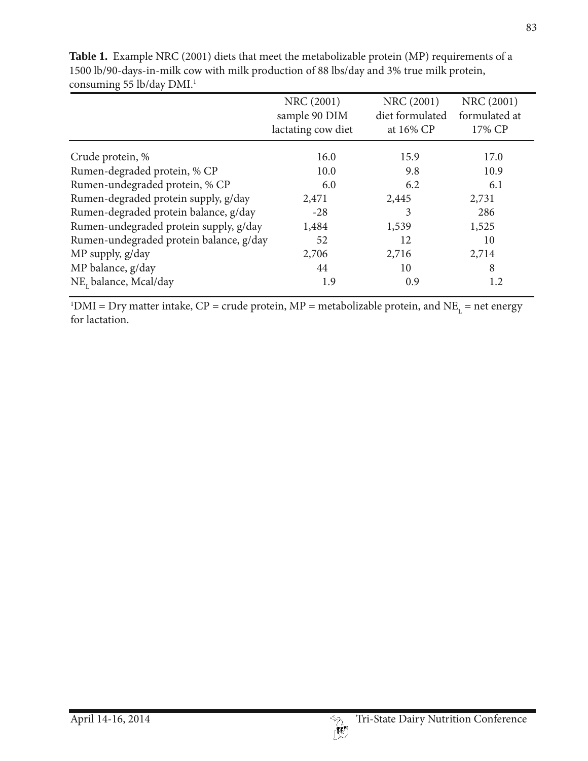**Table 1.** Example NRC (2001) diets that meet the metabolizable protein (MP) requirements of a 1500 lb/90-days-in-milk cow with milk production of 88 lbs/day and 3% true milk protein, consuming 55 lb/day DMI.[1]

| | NRC (2001) sample 90 DIM lactating cow diet | NRC (2001) diet formulated at 16% CP | NRC (2001) formulated at 17% CP |
|---|---|---|---|
| Crude protein, % | 16.0 | 15.9 | 17.0 |
| Rumen-degraded protein, % CP | 10.0 | 9.8 | 10.9 |
| Rumen-undegraded protein, % CP | 6.0 | 6.2 | 6.1 |
| Rumen-degraded protein supply, g/day | 2,471 | 2,445 | 2,731 |
| Rumen-degraded protein balance, g/day | -28 | 3 | 286 |
| Rumen-undegraded protein supply, g/day | 1,484 | 1,539 | 1,525 |
| Rumen-undegraded protein balance, g/day | 52 | 12 | 10 |
| MP supply, g/day | 2,706 | 2,716 | 2,714 |
| MP balance, g/day | 44 | 10 | 8 |
| $NE_L$ balance, Mcal/day | 1.9 | 0.9 | 1.2 |

[1]DMI = Dry matter intake, CP = crude protein, MP = metabolizable protein, and $NE_L$ = net energy for lactation.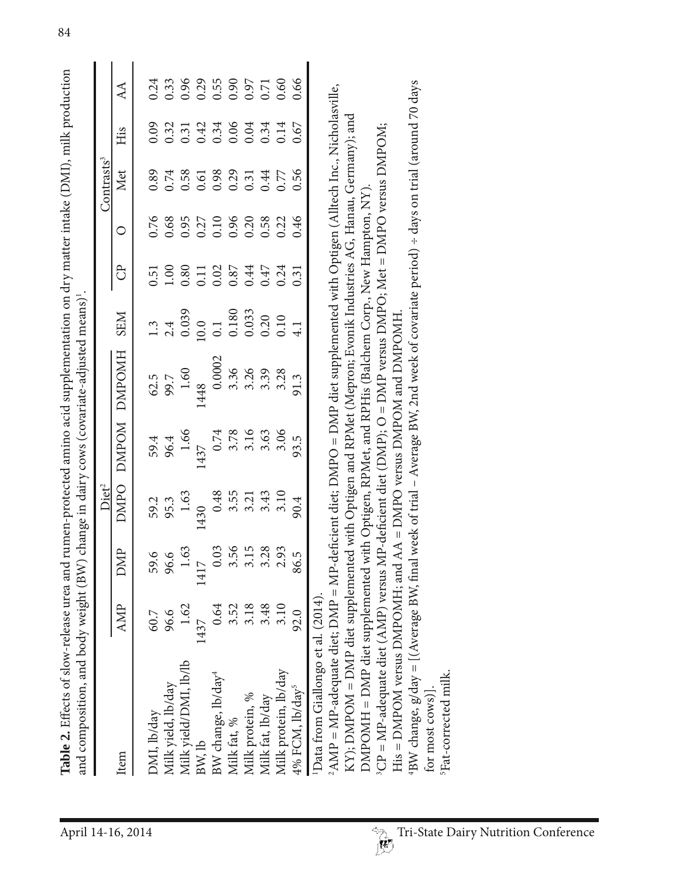**Table 2.** Effects of slow-release urea and rumen-protected amino acid supplementation on dry matter intake (DMI), milk production and composition, and body weight (BW) change in dairy cows (covariate-adjusted means)[1].

| Item | Diet[2] | | | | | SEM | Contrasts[3] | | | | |
|---|---|---|---|---|---|---|---|---|---|---|---|
| | AMP | DMP | DMPO | DMPOM | DMPOMH | | CP | O | Met | His | AA |
| DMI, lb/day | 60.7 | 59.6 | 59.2 | 59.4 | 62.5 | 1.3 | 0.51 | 0.76 | 0.89 | 0.09 | 0.24 |
| Milk yield, lb/day | 96.6 | 96.6 | 95.3 | 96.4 | 99.7 | 2.4 | 1.00 | 0.68 | 0.74 | 0.32 | 0.33 |
| Milk yield/DMI, lb/lb | 1.62 | 1.63 | 1.63 | 1.66 | 1.60 | 0.039 | 0.80 | 0.95 | 0.58 | 0.31 | 0.96 |
| BW, lb | 1437 | 1417 | 1430 | 1437 | 1448 | 10.0 | 0.11 | 0.27 | 0.61 | 0.42 | 0.29 |
| BW change, lb/day[4] | 0.64 | 0.03 | 0.48 | 0.74 | 0.0002 | 0.1 | 0.02 | 0.10 | 0.98 | 0.34 | 0.55 |
| Milk fat, % | 3.52 | 3.56 | 3.55 | 3.78 | 3.36 | 0.180 | 0.87 | 0.96 | 0.29 | 0.06 | 0.90 |
| Milk protein, % | 3.18 | 3.15 | 3.21 | 3.16 | 3.26 | 0.033 | 0.44 | 0.20 | 0.31 | 0.04 | 0.97 |
| Milk fat, lb/day | 3.48 | 3.28 | 3.43 | 3.63 | 3.39 | 0.20 | 0.47 | 0.58 | 0.44 | 0.34 | 0.71 |
| Milk protein, lb/day | 3.10 | 2.93 | 3.10 | 3.06 | 3.28 | 0.10 | 0.24 | 0.22 | 0.77 | 0.14 | 0.60 |
| 4% FCM, lb/day[5] | 92.0 | 86.5 | 90.4 | 93.5 | 91.3 | 4.1 | 0.31 | 0.46 | 0.56 | 0.67 | 0.66 |

[1]Data from Giallongo et al. (2014).

[2]AMP = MP-adequate diet; DMP = MP-deficient diet; DMPO = DMP diet supplemented with Optigen (Alltech Inc., Nicholasville, KY); DMPOM = DMP diet supplemented with Optigen and RPMet (Mepron; Evonik Industries AG, Hanau, Germany); and DMPOMH = DMP diet supplemented with Optigen, RPMet, and RPHis (Balchem Corp., New Hampton, NY).

[3]CP = MP-adequate diet (AMP) versus MP-deficient diet (DMP); O = DMP versus DMPO; Met = DMPO versus DMPOM; His = DMPOM versus DMPOMH; and AA = DMPO versus DMPOM and DMPOMH.

[4]BW change, g/day = [(Average BW, final week of trial – Average BW, 2nd week of covariate period) ÷ days on trial (around 70 days for most cows)].

[5]Fat-corrected milk.